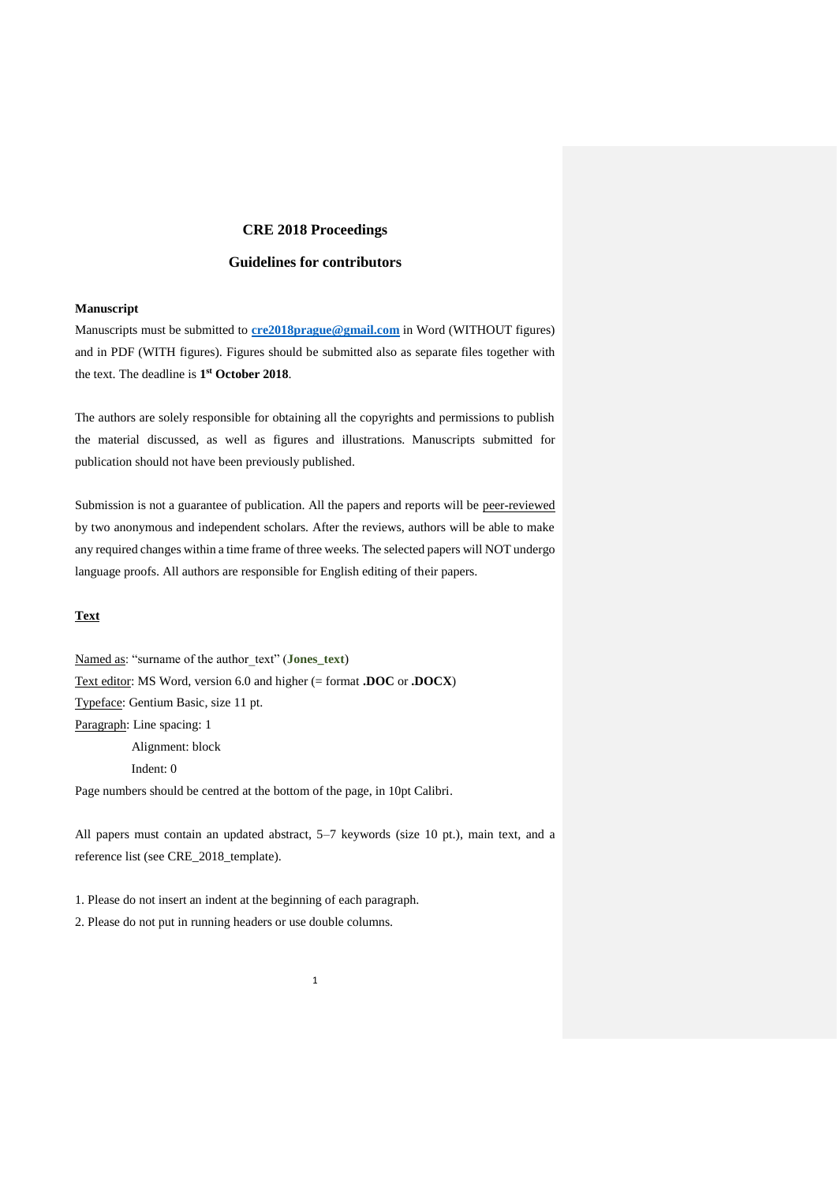# CRE 2018 Proceedings

## Guidelines for contributors

**Manuscript**

Manuscripts must be submitted to **cre2018prague@gmail.com** in Word (WITHOUT figures) and in PDF (WITH figures). Figures should be submitted also as separate files together with the text. The deadline is **1st October 2018**.

The authors are solely responsible for obtaining all the copyrights and permissions to publish the material discussed, as well as figures and illustrations. Manuscripts submitted for publication should not have been previously published.

Submission is not a guarantee of publication. All the papers and reports will be peer-reviewed by two anonymous and independent scholars. After the reviews, authors will be able to make any required changes within a time frame of three weeks. The selected papers will NOT undergo language proofs. All authors are responsible for English editing of their papers.

**Text**

Named as: "surname of the author_text" (**Jones_text**)

Text editor: MS Word, version 6.0 and higher (= format **.DOC** or **.DOCX**)

Typeface: Gentium Basic, size 11 pt.

Paragraph: Line spacing: 1

Alignment: block

Indent: 0

Page numbers should be centred at the bottom of the page, in 10pt Calibri.

All papers must contain an updated abstract, 5–7 keywords (size 10 pt.), main text, and a reference list (see CRE_2018_template).

1. Please do not insert an indent at the beginning of each paragraph.
2. Please do not put in running headers or use double columns.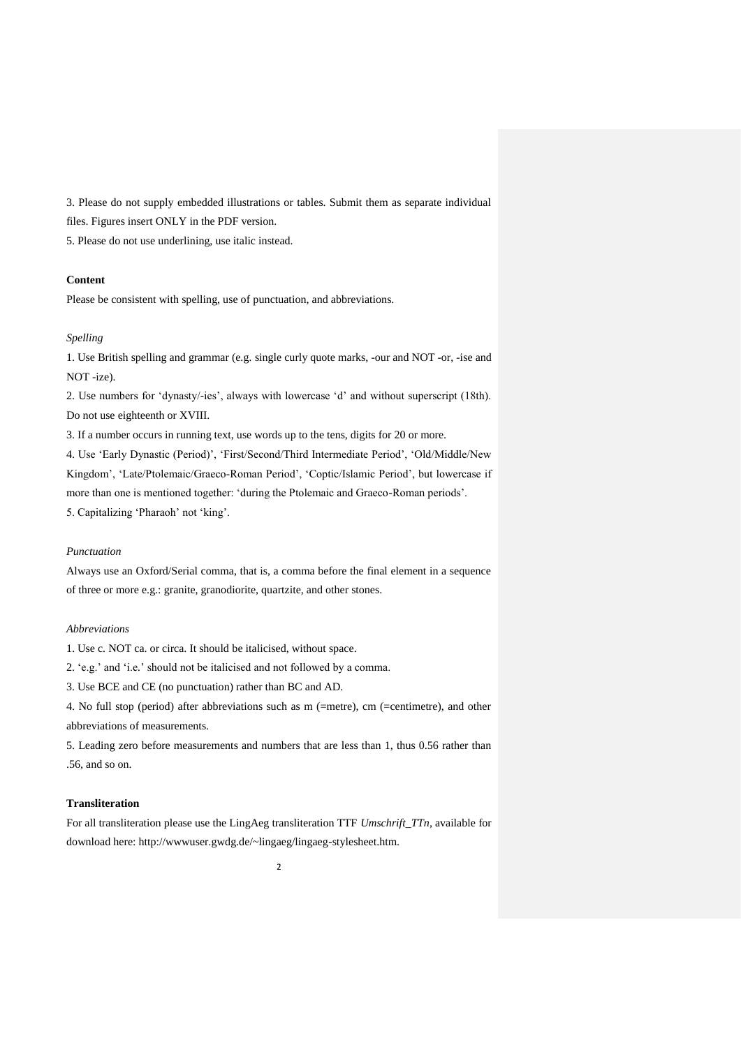3. Please do not supply embedded illustrations or tables. Submit them as separate individual files. Figures insert ONLY in the PDF version.

5. Please do not use underlining, use italic instead.

**Content**

Please be consistent with spelling, use of punctuation, and abbreviations.

*Spelling*

1. Use British spelling and grammar (e.g. single curly quote marks, -our and NOT -or, -ise and NOT -ize).
2. Use numbers for 'dynasty/-ies', always with lowercase 'd' and without superscript (18th). Do not use eighteenth or XVIII.
3. If a number occurs in running text, use words up to the tens, digits for 20 or more.
4. Use 'Early Dynastic (Period)', 'First/Second/Third Intermediate Period', 'Old/Middle/New Kingdom', 'Late/Ptolemaic/Graeco-Roman Period', 'Coptic/Islamic Period', but lowercase if more than one is mentioned together: 'during the Ptolemaic and Graeco-Roman periods'.
5. Capitalizing 'Pharaoh' not 'king'.

*Punctuation*

Always use an Oxford/Serial comma, that is, a comma before the final element in a sequence of three or more e.g.: granite, granodiorite, quartzite, and other stones.

*Abbreviations*

1. Use c. NOT ca. or circa. It should be italicised, without space.
2. 'e.g.' and 'i.e.' should not be italicised and not followed by a comma.
3. Use BCE and CE (no punctuation) rather than BC and AD.
4. No full stop (period) after abbreviations such as m (=metre), cm (=centimetre), and other abbreviations of measurements.
5. Leading zero before measurements and numbers that are less than 1, thus 0.56 rather than .56, and so on.

**Transliteration**

For all transliteration please use the LingAeg transliteration TTF *Umschrift_TTn*, available for download here: http://wwwuser.gwdg.de/~lingaeg/lingaeg-stylesheet.htm.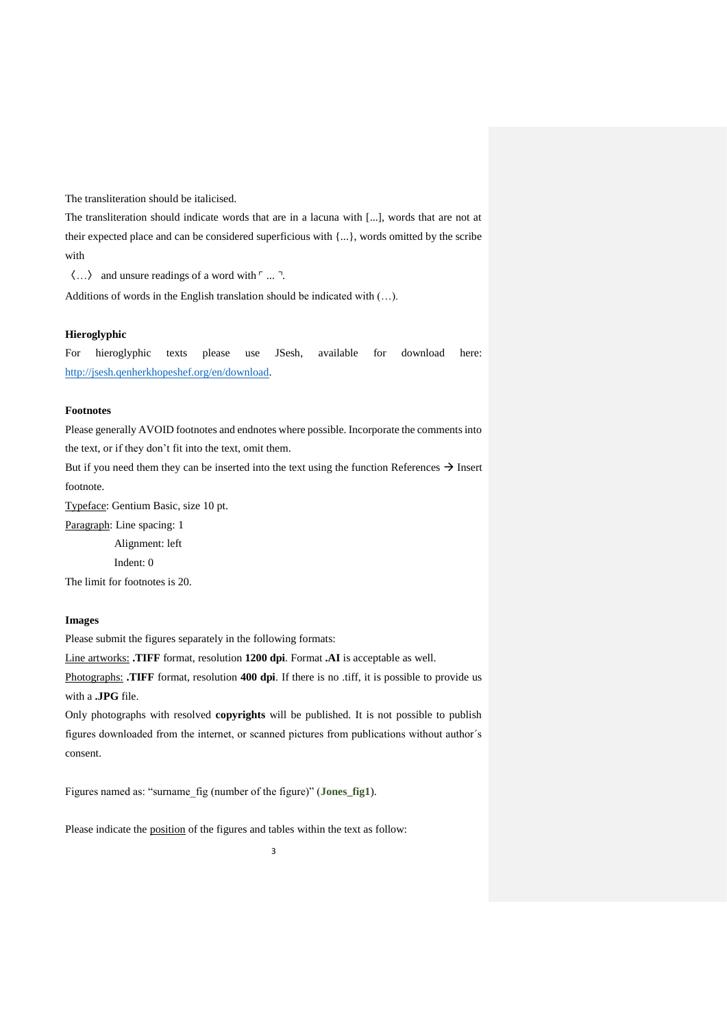The transliteration should be italicised.

The transliteration should indicate words that are in a lacuna with [...], words that are not at their expected place and can be considered superficious with {...}, words omitted by the scribe with 〈...〉 and unsure readings of a word with ⸢ ... ⸣.

Additions of words in the English translation should be indicated with (…).

**Hieroglyphic**

For hieroglyphic texts please use JSesh, available for download here: [http://jsesh.qenherkhopeshef.org/en/download](http://jsesh.qenherkhopeshef.org/en/download).

**Footnotes**

Please generally AVOID footnotes and endnotes where possible. Incorporate the comments into the text, or if they don't fit into the text, omit them.

But if you need them they can be inserted into the text using the function References → Insert footnote.

Typeface: Gentium Basic, size 10 pt.

Paragraph: Line spacing: 1

Alignment: left

Indent: 0

The limit for footnotes is 20.

**Images**

Please submit the figures separately in the following formats:

Line artworks: **.TIFF** format, resolution **1200 dpi**. Format **.AI** is acceptable as well.

Photographs: **.TIFF** format, resolution **400 dpi**. If there is no .tiff, it is possible to provide us with a **.JPG** file.

Only photographs with resolved **copyrights** will be published. It is not possible to publish figures downloaded from the internet, or scanned pictures from publications without author´s consent.

Figures named as: "surname_fig (number of the figure)" (**Jones_fig1**).

Please indicate the position of the figures and tables within the text as follow: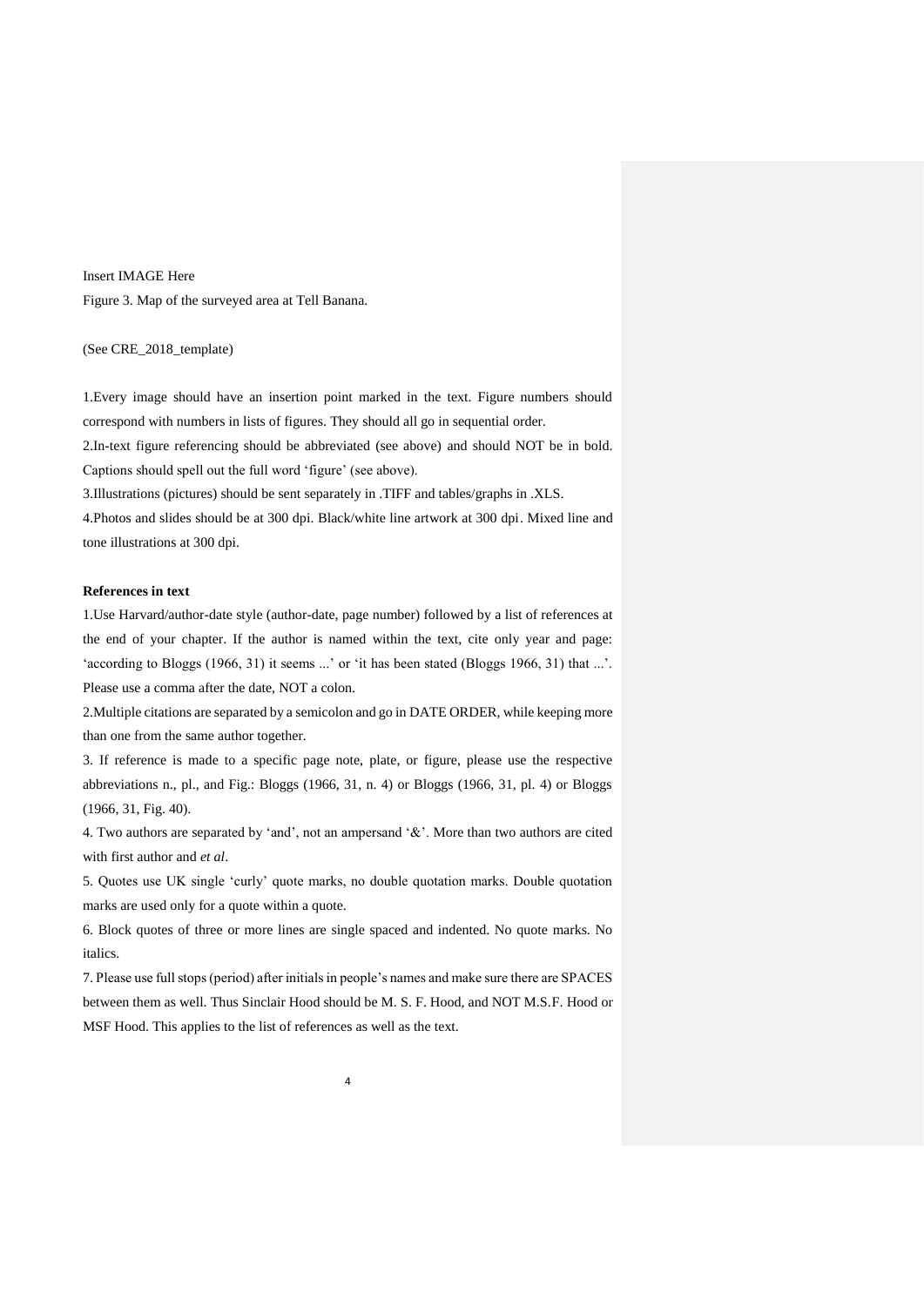Insert IMAGE Here

Figure 3. Map of the surveyed area at Tell Banana.

(See CRE_2018_template)

1.Every image should have an insertion point marked in the text. Figure numbers should correspond with numbers in lists of figures. They should all go in sequential order.

2.In-text figure referencing should be abbreviated (see above) and should NOT be in bold. Captions should spell out the full word 'figure' (see above).

3.Illustrations (pictures) should be sent separately in .TIFF and tables/graphs in .XLS.

4.Photos and slides should be at 300 dpi. Black/white line artwork at 300 dpi. Mixed line and tone illustrations at 300 dpi.

**References in text**

1.Use Harvard/author-date style (author-date, page number) followed by a list of references at the end of your chapter. If the author is named within the text, cite only year and page: 'according to Bloggs (1966, 31) it seems ...' or 'it has been stated (Bloggs 1966, 31) that ...'. Please use a comma after the date, NOT a colon.

2.Multiple citations are separated by a semicolon and go in DATE ORDER, while keeping more than one from the same author together.

3. If reference is made to a specific page note, plate, or figure, please use the respective abbreviations n., pl., and Fig.: Bloggs (1966, 31, n. 4) or Bloggs (1966, 31, pl. 4) or Bloggs (1966, 31, Fig. 40).

4. Two authors are separated by 'and', not an ampersand '&'. More than two authors are cited with first author and *et al*.

5. Quotes use UK single 'curly' quote marks, no double quotation marks. Double quotation marks are used only for a quote within a quote.

6. Block quotes of three or more lines are single spaced and indented. No quote marks. No italics.

7. Please use full stops (period) after initials in people's names and make sure there are SPACES between them as well. Thus Sinclair Hood should be M. S. F. Hood, and NOT M.S.F. Hood or MSF Hood. This applies to the list of references as well as the text.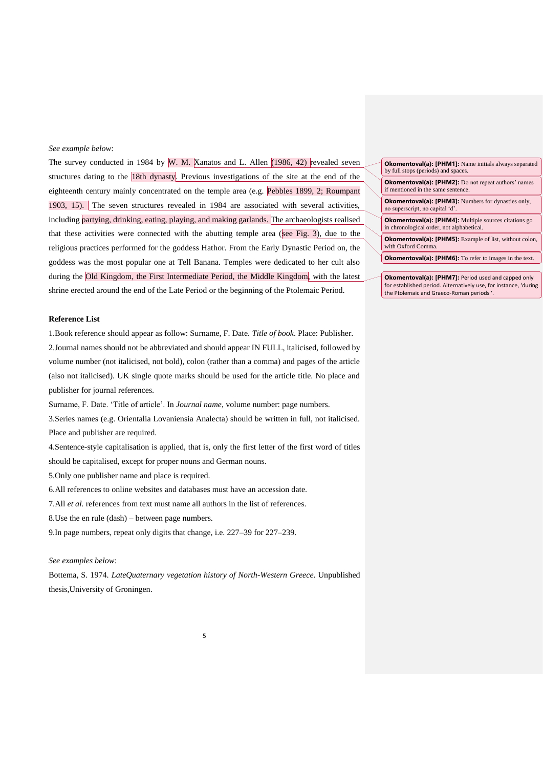*See example below*:

The survey conducted in 1984 by W. M. Xanatos and L. Allen (1986, 42) revealed seven structures dating to the 18th dynasty. Previous investigations of the site at the end of the eighteenth century mainly concentrated on the temple area (e.g. Pebbles 1899, 2; Roumpant 1903, 15). The seven structures revealed in 1984 are associated with several activities, including partying, drinking, eating, playing, and making garlands. The archaeologists realised that these activities were connected with the abutting temple area (see Fig. 3), due to the religious practices performed for the goddess Hathor. From the Early Dynastic Period on, the goddess was the most popular one at Tell Banana. Temples were dedicated to her cult also during the Old Kingdom, the First Intermediate Period, the Middle Kingdom, with the latest shrine erected around the end of the Late Period or the beginning of the Ptolemaic Period.

> **Okomentoval(a): [PHM1]:** Name initials always separated by full stops (periods) and spaces.
>
> **Okomentoval(a): [PHM2]:** Do not repeat authors' names if mentioned in the same sentence.
>
> **Okomentoval(a): [PHM3]:** Numbers for dynasties only, no superscript, no capital 'd'.
>
> **Okomentoval(a): [PHM4]:** Multiple sources citations go in chronological order, not alphabetical.
>
> **Okomentoval(a): [PHM5]:** Example of list, without colon, with Oxford Comma.
>
> **Okomentoval(a): [PHM6]:** To refer to images in the text.
>
> **Okomentoval(a): [PHM7]:** Period used and capped only for established period. Alternatively use, for instance, 'during the Ptolemaic and Graeco-Roman periods '.

**Reference List**

1.Book reference should appear as follow: Surname, F. Date. *Title of book*. Place: Publisher.

2.Journal names should not be abbreviated and should appear IN FULL, italicised, followed by volume number (not italicised, not bold), colon (rather than a comma) and pages of the article (also not italicised). UK single quote marks should be used for the article title. No place and publisher for journal references.

Surname, F. Date. 'Title of article'. In *Journal name*, volume number: page numbers.

3.Series names (e.g. Orientalia Lovaniensia Analecta) should be written in full, not italicised. Place and publisher are required.

4.Sentence-style capitalisation is applied, that is, only the first letter of the first word of titles should be capitalised, except for proper nouns and German nouns.

5.Only one publisher name and place is required.

6.All references to online websites and databases must have an accession date.

7.All *et al.* references from text must name all authors in the list of references.

8.Use the en rule (dash) – between page numbers.

9.In page numbers, repeat only digits that change, i.e. 227–39 for 227–239.

*See examples below*:

Bottema, S. 1974. *LateQuaternary vegetation history of North-Western Greece*. Unpublished thesis,University of Groningen.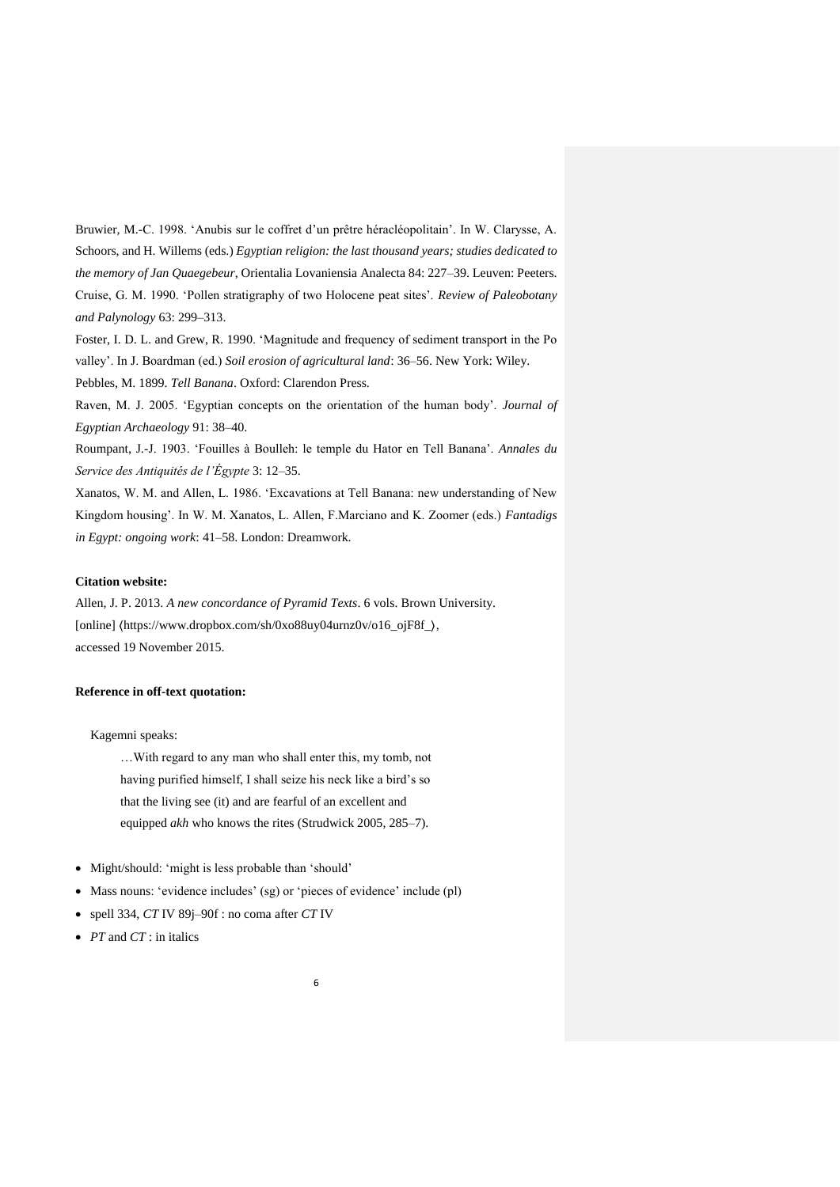Bruwier, M.-C. 1998. 'Anubis sur le coffret d'un prêtre héracléopolitain'. In W. Clarysse, A. Schoors, and H. Willems (eds.) *Egyptian religion: the last thousand years; studies dedicated to the memory of Jan Quaegebeur*, Orientalia Lovaniensia Analecta 84: 227–39. Leuven: Peeters.

Cruise, G. M. 1990. 'Pollen stratigraphy of two Holocene peat sites'. *Review of Paleobotany and Palynology* 63: 299–313.

Foster, I. D. L. and Grew, R. 1990. 'Magnitude and frequency of sediment transport in the Po valley'. In J. Boardman (ed.) *Soil erosion of agricultural land*: 36–56. New York: Wiley.

Pebbles, M. 1899. *Tell Banana*. Oxford: Clarendon Press.

Raven, M. J. 2005. 'Egyptian concepts on the orientation of the human body'. *Journal of Egyptian Archaeology* 91: 38–40.

Roumpant, J.-J. 1903. 'Fouilles à Boulleh: le temple du Hator en Tell Banana'. *Annales du Service des Antiquités de l'Égypte* 3: 12–35.

Xanatos, W. M. and Allen, L. 1986. 'Excavations at Tell Banana: new understanding of New Kingdom housing'. In W. M. Xanatos, L. Allen, F.Marciano and K. Zoomer (eds.) *Fantadigs in Egypt: ongoing work*: 41–58. London: Dreamwork.

**Citation website:**

Allen, J. P. 2013. *A new concordance of Pyramid Texts*. 6 vols. Brown University. [online] ⟨https://www.dropbox.com/sh/0xo88uy04urnz0v/o16_ojF8f_⟩, accessed 19 November 2015.

**Reference in off-text quotation:**

Kagemni speaks:

> …With regard to any man who shall enter this, my tomb, not having purified himself, I shall seize his neck like a bird's so that the living see (it) and are fearful of an excellent and equipped *akh* who knows the rites (Strudwick 2005, 285–7).

- Might/should: 'might is less probable than 'should'
- Mass nouns: 'evidence includes' (sg) or 'pieces of evidence' include (pl)
- spell 334, *CT* IV 89j–90f : no coma after *CT* IV
- *PT* and *CT* : in italics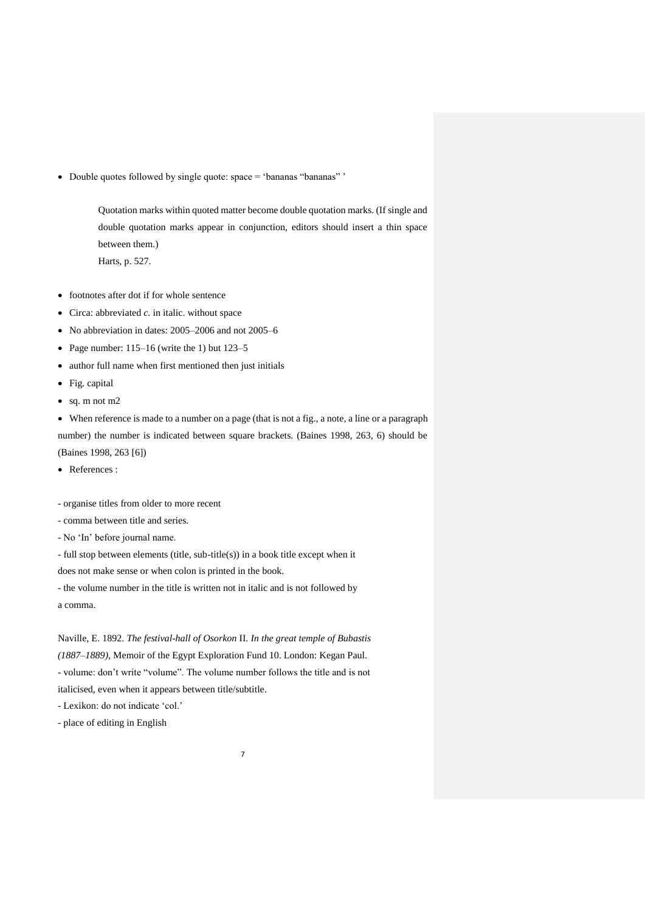- Double quotes followed by single quote: space = ‘bananas “bananas” ’

> Quotation marks within quoted matter become double quotation marks. (If single and double quotation marks appear in conjunction, editors should insert a thin space between them.)
> Harts, p. 527.

- footnotes after dot if for whole sentence
- Circa: abbreviated *c.* in italic. without space
- No abbreviation in dates: 2005–2006 and not 2005–6
- Page number: 115–16 (write the 1) but 123–5
- author full name when first mentioned then just initials
- Fig. capital
- sq. m not m2
- When reference is made to a number on a page (that is not a fig., a note, a line or a paragraph number) the number is indicated between square brackets. (Baines 1998, 263, 6) should be (Baines 1998, 263 [6])
- References :

- organise titles from older to more recent
- comma between title and series.
- No ‘In’ before journal name.
- full stop between elements (title, sub-title(s)) in a book title except when it does not make sense or when colon is printed in the book.
- the volume number in the title is written not in italic and is not followed by a comma.

Naville, E. 1892. *The festival-hall of Osorkon* II. *In the great temple of Bubastis (1887–1889)*, Memoir of the Egypt Exploration Fund 10. London: Kegan Paul.
- volume: don’t write “volume”. The volume number follows the title and is not italicised, even when it appears between title/subtitle.
- Lexikon: do not indicate ‘col.’
- place of editing in English